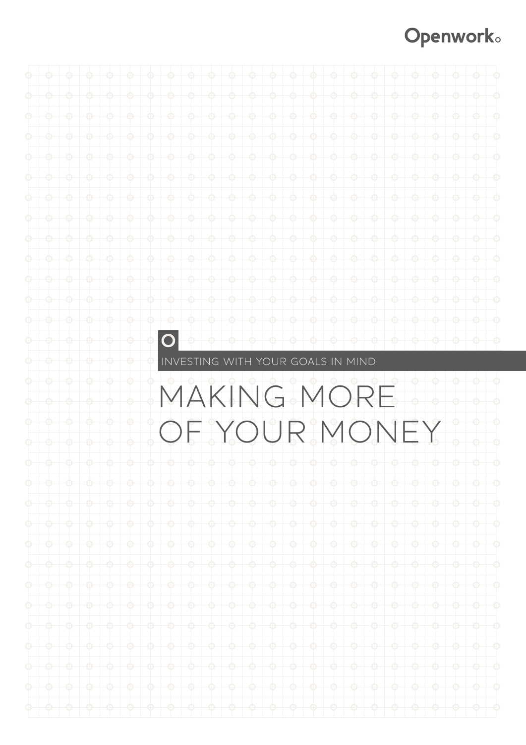Openwork

INVESTING WITH YOUR GOALS IN MIND

# MAKING MORE OF YOUR MONEY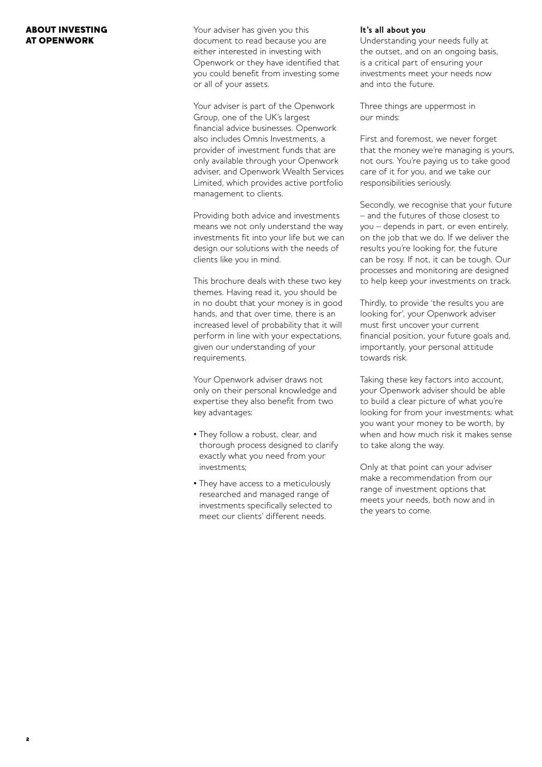# ABOUT INVESTING AT OPENWORK

Your adviser has given you this document to read because you are either interested in investing with Openwork or they have identified that you could benefit from investing some or all of your assets.

Your adviser is part of the Openwork Group, one of the UK's largest financial advice businesses. Openwork also includes Omnis Investments, a provider of investment funds that are only available through your Openwork adviser, and Openwork Wealth Services Limited, which provides active portfolio management to clients.

Providing both advice and investments means we not only understand the way investments fit into your life but we can design our solutions with the needs of clients like you in mind.

This brochure deals with these two key themes. Having read it, you should be in no doubt that your money is in good hands, and that over time, there is an increased level of probability that it will perform in line with your expectations, given our understanding of your requirements.

Your Openwork adviser draws not only on their personal knowledge and expertise they also benefit from two key advantages:

- They follow a robust, clear, and thorough process designed to clarify exactly what you need from your investments;
- They have access to a meticulously researched and managed range of investments specifically selected to meet our clients' different needs.

**It's all about you**

Understanding your needs fully at the outset, and on an ongoing basis, is a critical part of ensuring your investments meet your needs now and into the future.

Three things are uppermost in our minds:

First and foremost, we never forget that the money we're managing is yours, not ours. You're paying us to take good care of it for you, and we take our responsibilities seriously.

Secondly, we recognise that your future – and the futures of those closest to you – depends in part, or even entirely, on the job that we do. If we deliver the results you're looking for, the future can be rosy. If not, it can be tough. Our processes and monitoring are designed to help keep your investments on track.

Thirdly, to provide 'the results you are looking for', your Openwork adviser must first uncover your current financial position, your future goals and, importantly, your personal attitude towards risk.

Taking these key factors into account, your Openwork adviser should be able to build a clear picture of what you're looking for from your investments: what you want your money to be worth, by when and how much risk it makes sense to take along the way.

Only at that point can your adviser make a recommendation from our range of investment options that meets your needs, both now and in the years to come.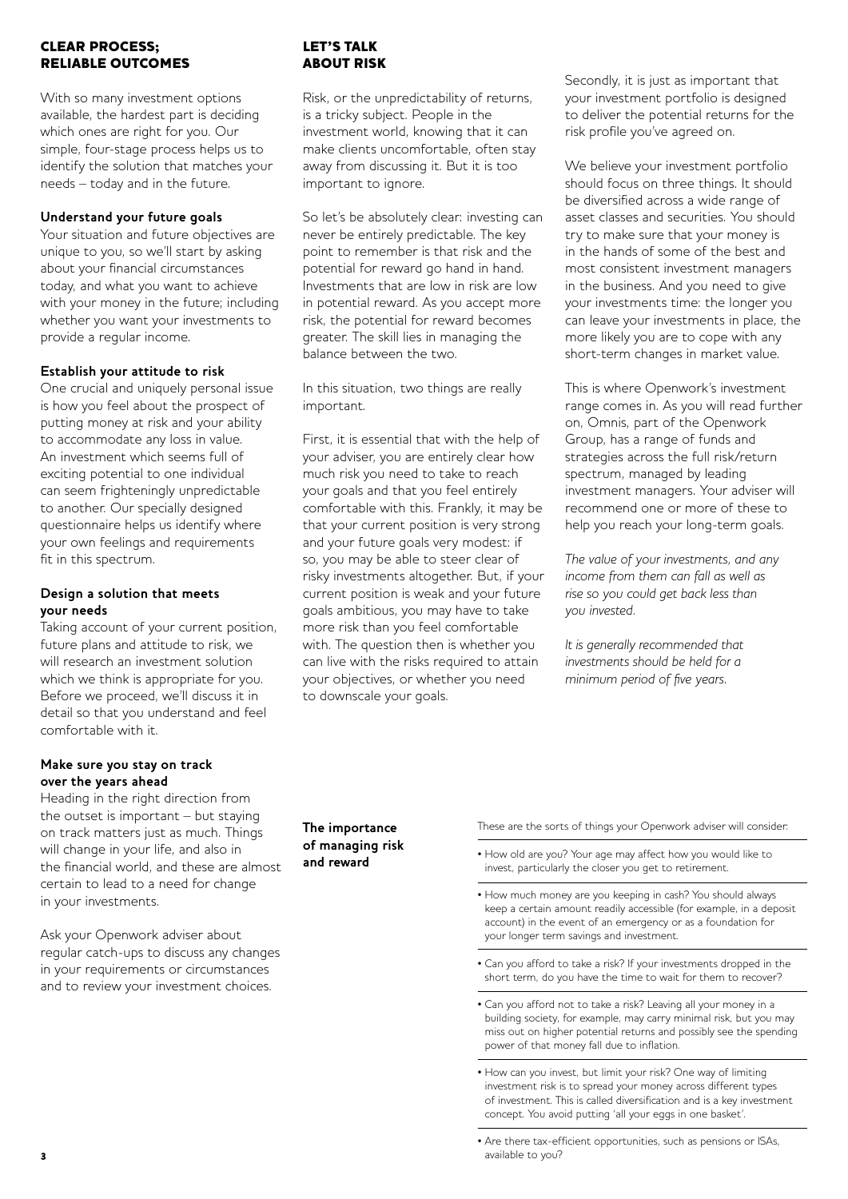## CLEAR PROCESS; RELIABLE OUTCOMES

With so many investment options available, the hardest part is deciding which ones are right for you. Our simple, four-stage process helps us to identify the solution that matches your needs – today and in the future.

**Understand your future goals**

Your situation and future objectives are unique to you, so we'll start by asking about your financial circumstances today, and what you want to achieve with your money in the future; including whether you want your investments to provide a regular income.

**Establish your attitude to risk**

One crucial and uniquely personal issue is how you feel about the prospect of putting money at risk and your ability to accommodate any loss in value. An investment which seems full of exciting potential to one individual can seem frighteningly unpredictable to another. Our specially designed questionnaire helps us identify where your own feelings and requirements fit in this spectrum.

**Design a solution that meets your needs**

Taking account of your current position, future plans and attitude to risk, we will research an investment solution which we think is appropriate for you. Before we proceed, we'll discuss it in detail so that you understand and feel comfortable with it.

**Make sure you stay on track over the years ahead**

Heading in the right direction from the outset is important – but staying on track matters just as much. Things will change in your life, and also in the financial world, and these are almost certain to lead to a need for change in your investments.

Ask your Openwork adviser about regular catch-ups to discuss any changes in your requirements or circumstances and to review your investment choices.

## LET'S TALK ABOUT RISK

Risk, or the unpredictability of returns, is a tricky subject. People in the investment world, knowing that it can make clients uncomfortable, often stay away from discussing it. But it is too important to ignore.

So let's be absolutely clear: investing can never be entirely predictable. The key point to remember is that risk and the potential for reward go hand in hand. Investments that are low in risk are low in potential reward. As you accept more risk, the potential for reward becomes greater. The skill lies in managing the balance between the two.

In this situation, two things are really important.

First, it is essential that with the help of your adviser, you are entirely clear how much risk you need to take to reach your goals and that you feel entirely comfortable with this. Frankly, it may be that your current position is very strong and your future goals very modest: if so, you may be able to steer clear of risky investments altogether. But, if your current position is weak and your future goals ambitious, you may have to take more risk than you feel comfortable with. The question then is whether you can live with the risks required to attain your objectives, or whether you need to downscale your goals.

Secondly, it is just as important that your investment portfolio is designed to deliver the potential returns for the risk profile you've agreed on.

We believe your investment portfolio should focus on three things. It should be diversified across a wide range of asset classes and securities. You should try to make sure that your money is in the hands of some of the best and most consistent investment managers in the business. And you need to give your investments time: the longer you can leave your investments in place, the more likely you are to cope with any short-term changes in market value.

This is where Openwork's investment range comes in. As you will read further on, Omnis, part of the Openwork Group, has a range of funds and strategies across the full risk/return spectrum, managed by leading investment managers. Your adviser will recommend one or more of these to help you reach your long-term goals.

*The value of your investments, and any income from them can fall as well as rise so you could get back less than you invested.*

*It is generally recommended that investments should be held for a minimum period of five years.*

**The importance of managing risk and reward**

These are the sorts of things your Openwork adviser will consider:

- How old are you? Your age may affect how you would like to invest, particularly the closer you get to retirement.
- How much money are you keeping in cash? You should always keep a certain amount readily accessible (for example, in a deposit account) in the event of an emergency or as a foundation for your longer term savings and investment.
- Can you afford to take a risk? If your investments dropped in the short term, do you have the time to wait for them to recover?
- Can you afford not to take a risk? Leaving all your money in a building society, for example, may carry minimal risk, but you may miss out on higher potential returns and possibly see the spending power of that money fall due to inflation.
- How can you invest, but limit your risk? One way of limiting investment risk is to spread your money across different types of investment. This is called diversification and is a key investment concept. You avoid putting 'all your eggs in one basket'.
- Are there tax-efficient opportunities, such as pensions or ISAs, available to you?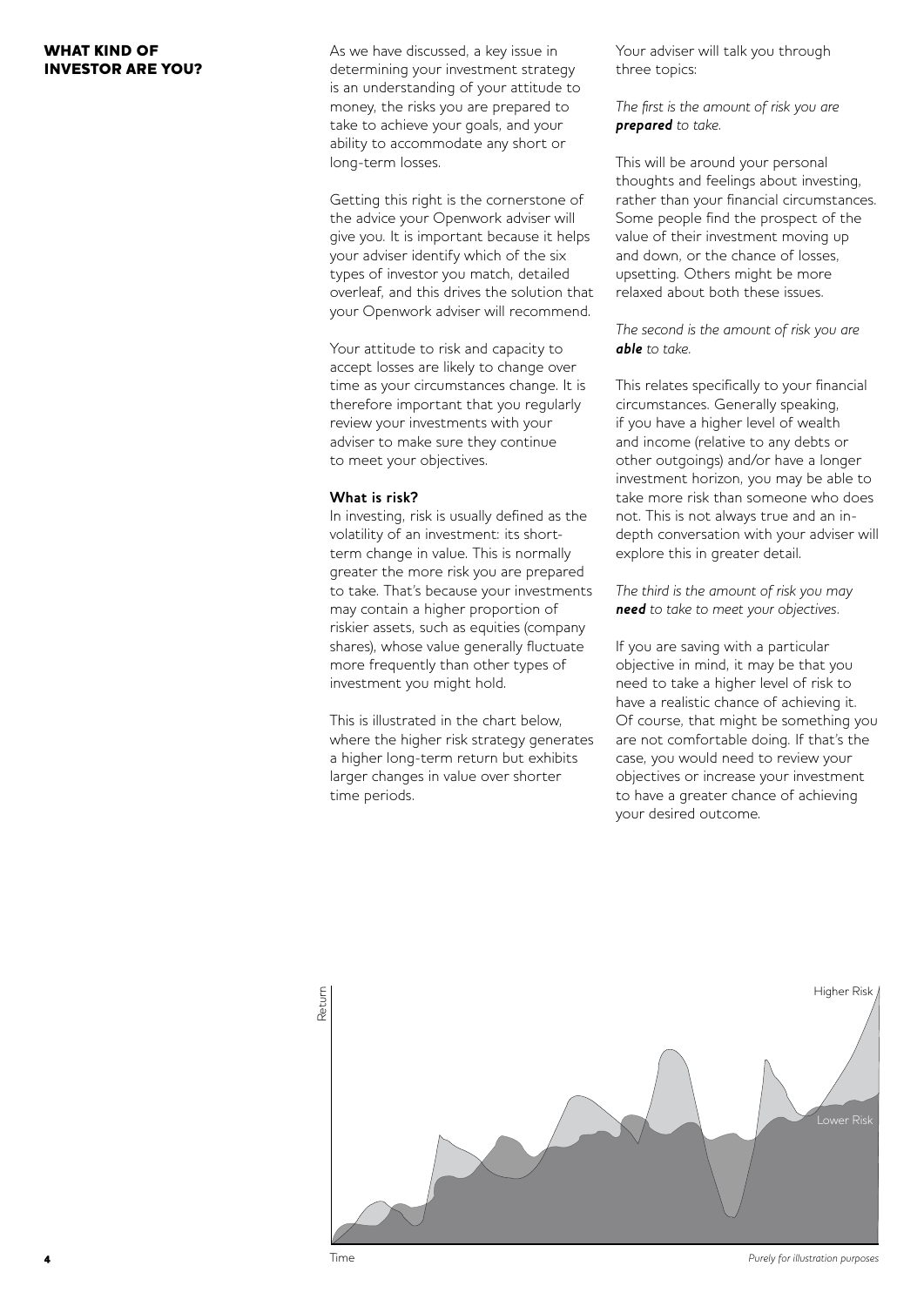## WHAT KIND OF INVESTOR ARE YOU?

As we have discussed, a key issue in determining your investment strategy is an understanding of your attitude to money, the risks you are prepared to take to achieve your goals, and your ability to accommodate any short or long-term losses.

Getting this right is the cornerstone of the advice your Openwork adviser will give you. It is important because it helps your adviser identify which of the six types of investor you match, detailed overleaf, and this drives the solution that your Openwork adviser will recommend.

Your attitude to risk and capacity to accept losses are likely to change over time as your circumstances change. It is therefore important that you regularly review your investments with your adviser to make sure they continue to meet your objectives.

**What is risk?**

In investing, risk is usually defined as the volatility of an investment: its short-term change in value. This is normally greater the more risk you are prepared to take. That's because your investments may contain a higher proportion of riskier assets, such as equities (company shares), whose value generally fluctuate more frequently than other types of investment you might hold.

This is illustrated in the chart below, where the higher risk strategy generates a higher long-term return but exhibits larger changes in value over shorter time periods.

Your adviser will talk you through three topics:

*The first is the amount of risk you are* ***prepared*** *to take.*

This will be around your personal thoughts and feelings about investing, rather than your financial circumstances. Some people find the prospect of the value of their investment moving up and down, or the chance of losses, upsetting. Others might be more relaxed about both these issues.

*The second is the amount of risk you are* ***able*** *to take.*

This relates specifically to your financial circumstances. Generally speaking, if you have a higher level of wealth and income (relative to any debts or other outgoings) and/or have a longer investment horizon, you may be able to take more risk than someone who does not. This is not always true and an in-depth conversation with your adviser will explore this in greater detail.

*The third is the amount of risk you may* ***need*** *to take to meet your objectives.*

If you are saving with a particular objective in mind, it may be that you need to take a higher level of risk to have a realistic chance of achieving it. Of course, that might be something you are not comfortable doing. If that's the case, you would need to review your objectives or increase your investment to have a greater chance of achieving your desired outcome.

Return — Higher Risk — Lower Risk — Time

*Purely for illustration purposes*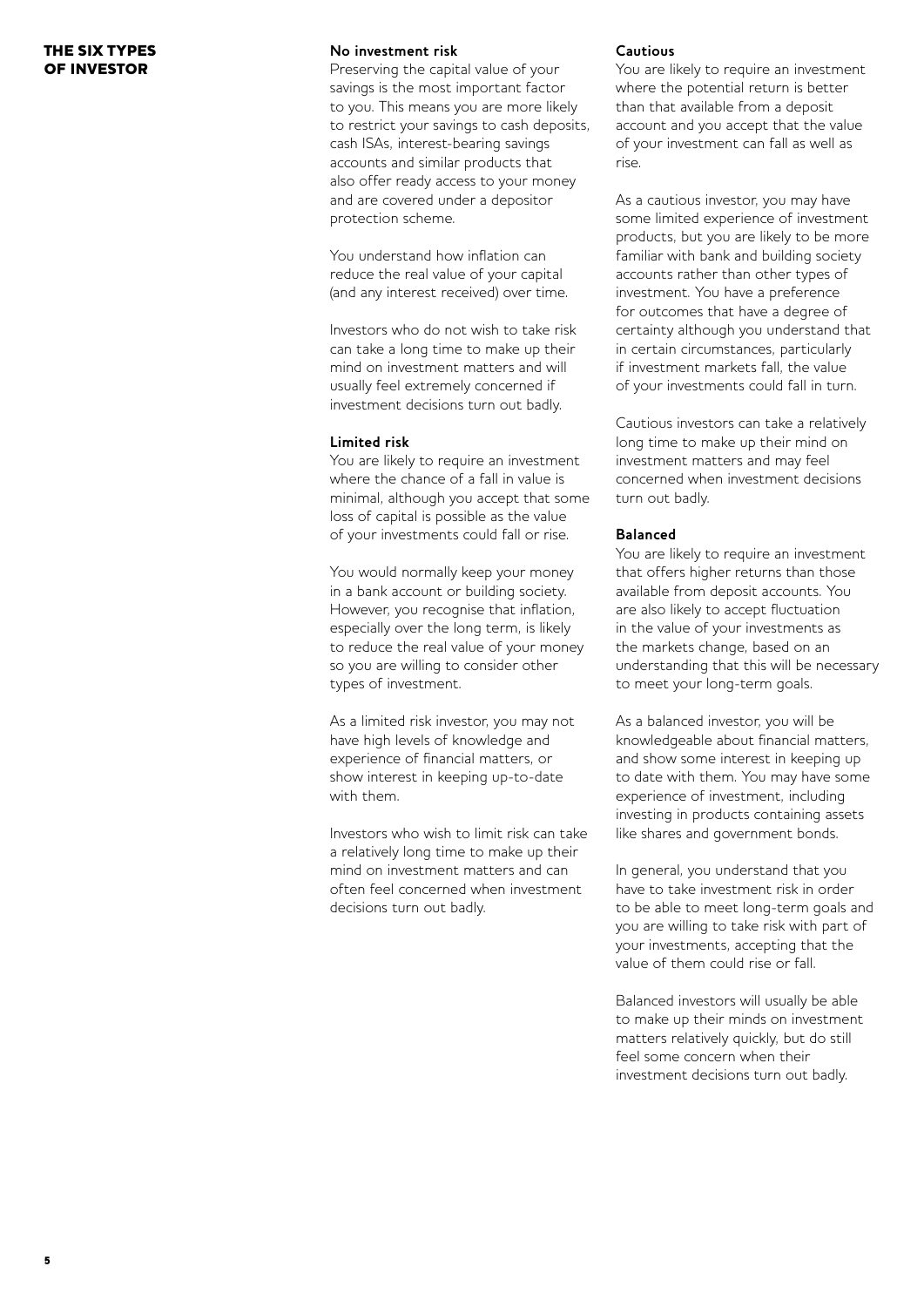# THE SIX TYPES OF INVESTOR

**No investment risk**

Preserving the capital value of your savings is the most important factor to you. This means you are more likely to restrict your savings to cash deposits, cash ISAs, interest-bearing savings accounts and similar products that also offer ready access to your money and are covered under a depositor protection scheme.

You understand how inflation can reduce the real value of your capital (and any interest received) over time.

Investors who do not wish to take risk can take a long time to make up their mind on investment matters and will usually feel extremely concerned if investment decisions turn out badly.

**Limited risk**

You are likely to require an investment where the chance of a fall in value is minimal, although you accept that some loss of capital is possible as the value of your investments could fall or rise.

You would normally keep your money in a bank account or building society. However, you recognise that inflation, especially over the long term, is likely to reduce the real value of your money so you are willing to consider other types of investment.

As a limited risk investor, you may not have high levels of knowledge and experience of financial matters, or show interest in keeping up-to-date with them.

Investors who wish to limit risk can take a relatively long time to make up their mind on investment matters and can often feel concerned when investment decisions turn out badly.

**Cautious**

You are likely to require an investment where the potential return is better than that available from a deposit account and you accept that the value of your investment can fall as well as rise.

As a cautious investor, you may have some limited experience of investment products, but you are likely to be more familiar with bank and building society accounts rather than other types of investment. You have a preference for outcomes that have a degree of certainty although you understand that in certain circumstances, particularly if investment markets fall, the value of your investments could fall in turn.

Cautious investors can take a relatively long time to make up their mind on investment matters and may feel concerned when investment decisions turn out badly.

**Balanced**

You are likely to require an investment that offers higher returns than those available from deposit accounts. You are also likely to accept fluctuation in the value of your investments as the markets change, based on an understanding that this will be necessary to meet your long-term goals.

As a balanced investor, you will be knowledgeable about financial matters, and show some interest in keeping up to date with them. You may have some experience of investment, including investing in products containing assets like shares and government bonds.

In general, you understand that you have to take investment risk in order to be able to meet long-term goals and you are willing to take risk with part of your investments, accepting that the value of them could rise or fall.

Balanced investors will usually be able to make up their minds on investment matters relatively quickly, but do still feel some concern when their investment decisions turn out badly.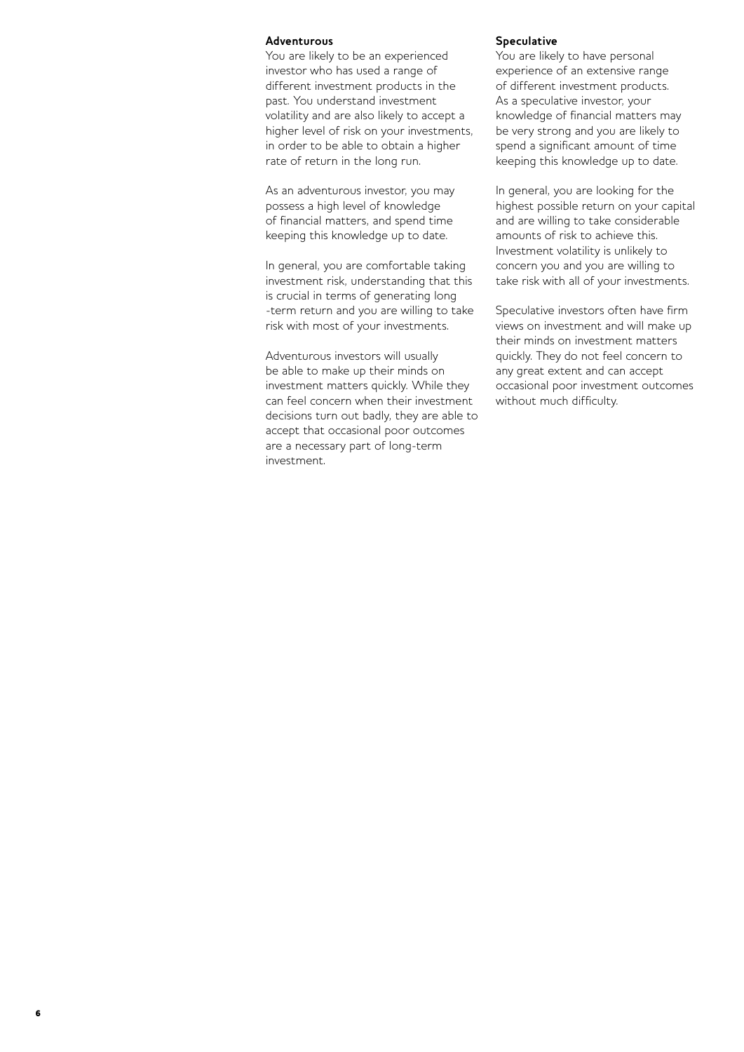**Adventurous**

You are likely to be an experienced investor who has used a range of different investment products in the past. You understand investment volatility and are also likely to accept a higher level of risk on your investments, in order to be able to obtain a higher rate of return in the long run.

As an adventurous investor, you may possess a high level of knowledge of financial matters, and spend time keeping this knowledge up to date.

In general, you are comfortable taking investment risk, understanding that this is crucial in terms of generating long -term return and you are willing to take risk with most of your investments.

Adventurous investors will usually be able to make up their minds on investment matters quickly. While they can feel concern when their investment decisions turn out badly, they are able to accept that occasional poor outcomes are a necessary part of long-term investment.

**Speculative**

You are likely to have personal experience of an extensive range of different investment products. As a speculative investor, your knowledge of financial matters may be very strong and you are likely to spend a significant amount of time keeping this knowledge up to date.

In general, you are looking for the highest possible return on your capital and are willing to take considerable amounts of risk to achieve this. Investment volatility is unlikely to concern you and you are willing to take risk with all of your investments.

Speculative investors often have firm views on investment and will make up their minds on investment matters quickly. They do not feel concern to any great extent and can accept occasional poor investment outcomes without much difficulty.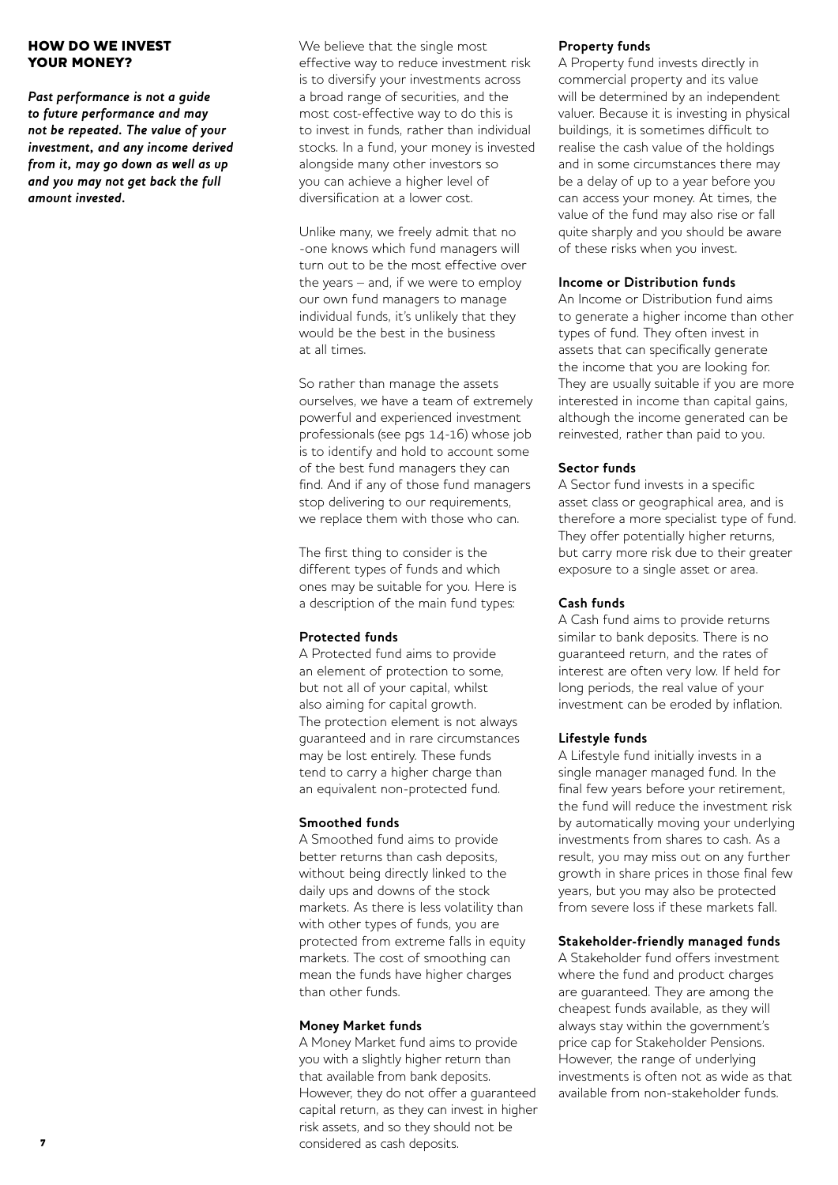## HOW DO WE INVEST YOUR MONEY?

***Past performance is not a guide to future performance and may not be repeated. The value of your investment, and any income derived from it, may go down as well as up and you may not get back the full amount invested.***

We believe that the single most effective way to reduce investment risk is to diversify your investments across a broad range of securities, and the most cost-effective way to do this is to invest in funds, rather than individual stocks. In a fund, your money is invested alongside many other investors so you can achieve a higher level of diversification at a lower cost.

Unlike many, we freely admit that no -one knows which fund managers will turn out to be the most effective over the years – and, if we were to employ our own fund managers to manage individual funds, it's unlikely that they would be the best in the business at all times.

So rather than manage the assets ourselves, we have a team of extremely powerful and experienced investment professionals (see pgs 14-16) whose job is to identify and hold to account some of the best fund managers they can find. And if any of those fund managers stop delivering to our requirements, we replace them with those who can.

The first thing to consider is the different types of funds and which ones may be suitable for you. Here is a description of the main fund types:

**Protected funds**

A Protected fund aims to provide an element of protection to some, but not all of your capital, whilst also aiming for capital growth. The protection element is not always guaranteed and in rare circumstances may be lost entirely. These funds tend to carry a higher charge than an equivalent non-protected fund.

**Smoothed funds**

A Smoothed fund aims to provide better returns than cash deposits, without being directly linked to the daily ups and downs of the stock markets. As there is less volatility than with other types of funds, you are protected from extreme falls in equity markets. The cost of smoothing can mean the funds have higher charges than other funds.

**Money Market funds**

A Money Market fund aims to provide you with a slightly higher return than that available from bank deposits. However, they do not offer a guaranteed capital return, as they can invest in higher risk assets, and so they should not be considered as cash deposits.

**Property funds**

A Property fund invests directly in commercial property and its value will be determined by an independent valuer. Because it is investing in physical buildings, it is sometimes difficult to realise the cash value of the holdings and in some circumstances there may be a delay of up to a year before you can access your money. At times, the value of the fund may also rise or fall quite sharply and you should be aware of these risks when you invest.

**Income or Distribution funds**

An Income or Distribution fund aims to generate a higher income than other types of fund. They often invest in assets that can specifically generate the income that you are looking for. They are usually suitable if you are more interested in income than capital gains, although the income generated can be reinvested, rather than paid to you.

**Sector funds**

A Sector fund invests in a specific asset class or geographical area, and is therefore a more specialist type of fund. They offer potentially higher returns, but carry more risk due to their greater exposure to a single asset or area.

**Cash funds**

A Cash fund aims to provide returns similar to bank deposits. There is no guaranteed return, and the rates of interest are often very low. If held for long periods, the real value of your investment can be eroded by inflation.

**Lifestyle funds**

A Lifestyle fund initially invests in a single manager managed fund. In the final few years before your retirement, the fund will reduce the investment risk by automatically moving your underlying investments from shares to cash. As a result, you may miss out on any further growth in share prices in those final few years, but you may also be protected from severe loss if these markets fall.

**Stakeholder-friendly managed funds**

A Stakeholder fund offers investment where the fund and product charges are guaranteed. They are among the cheapest funds available, as they will always stay within the government's price cap for Stakeholder Pensions. However, the range of underlying investments is often not as wide as that available from non-stakeholder funds.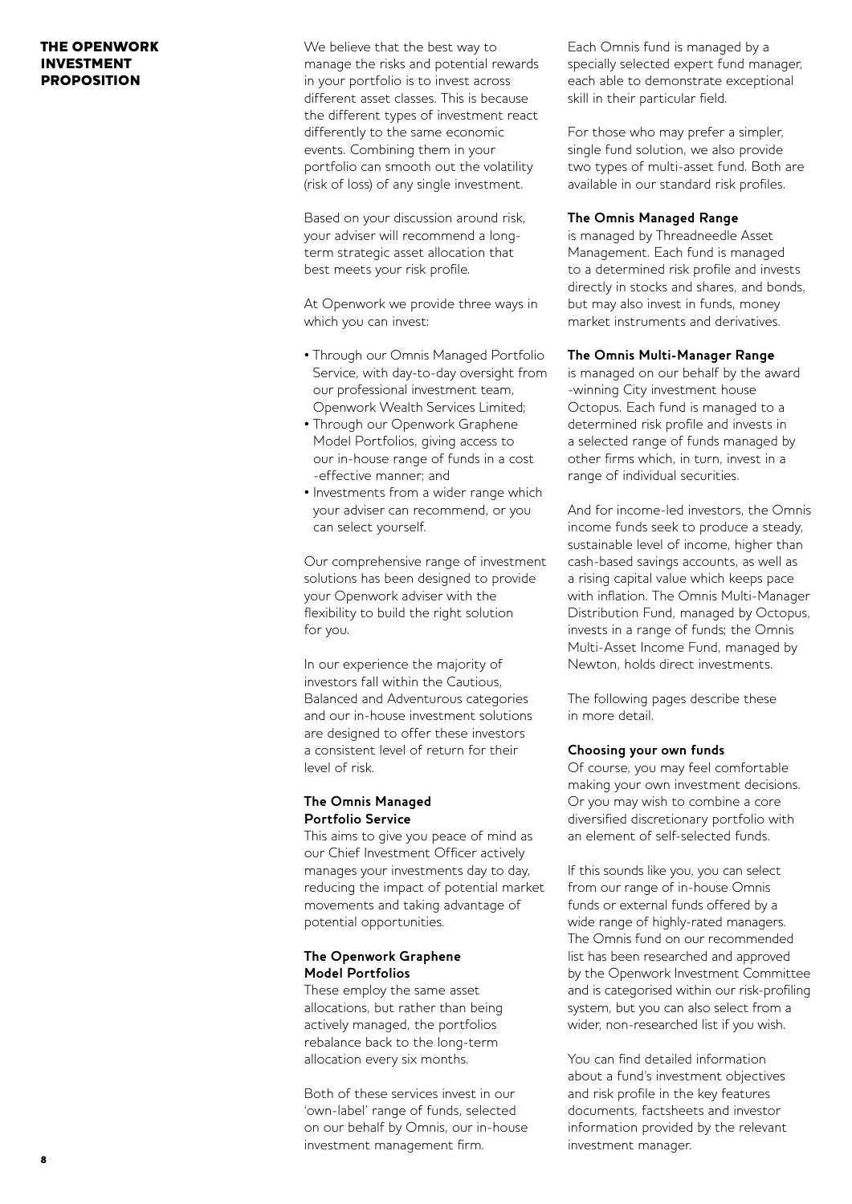# THE OPENWORK INVESTMENT PROPOSITION

We believe that the best way to manage the risks and potential rewards in your portfolio is to invest across different asset classes. This is because the different types of investment react differently to the same economic events. Combining them in your portfolio can smooth out the volatility (risk of loss) of any single investment.

Based on your discussion around risk, your adviser will recommend a long-term strategic asset allocation that best meets your risk profile.

At Openwork we provide three ways in which you can invest:

- Through our Omnis Managed Portfolio Service, with day-to-day oversight from our professional investment team, Openwork Wealth Services Limited;
- Through our Openwork Graphene Model Portfolios, giving access to our in-house range of funds in a cost-effective manner; and
- Investments from a wider range which your adviser can recommend, or you can select yourself.

Our comprehensive range of investment solutions has been designed to provide your Openwork adviser with the flexibility to build the right solution for you.

In our experience the majority of investors fall within the Cautious, Balanced and Adventurous categories and our in-house investment solutions are designed to offer these investors a consistent level of return for their level of risk.

**The Omnis Managed Portfolio Service**
This aims to give you peace of mind as our Chief Investment Officer actively manages your investments day to day, reducing the impact of potential market movements and taking advantage of potential opportunities.

**The Openwork Graphene Model Portfolios**
These employ the same asset allocations, but rather than being actively managed, the portfolios rebalance back to the long-term allocation every six months.

Both of these services invest in our 'own-label' range of funds, selected on our behalf by Omnis, our in-house investment management firm.

Each Omnis fund is managed by a specially selected expert fund manager, each able to demonstrate exceptional skill in their particular field.

For those who may prefer a simpler, single fund solution, we also provide two types of multi-asset fund. Both are available in our standard risk profiles.

**The Omnis Managed Range**
is managed by Threadneedle Asset Management. Each fund is managed to a determined risk profile and invests directly in stocks and shares, and bonds, but may also invest in funds, money market instruments and derivatives.

**The Omnis Multi-Manager Range**
is managed on our behalf by the award-winning City investment house Octopus. Each fund is managed to a determined risk profile and invests in a selected range of funds managed by other firms which, in turn, invest in a range of individual securities.

And for income-led investors, the Omnis income funds seek to produce a steady, sustainable level of income, higher than cash-based savings accounts, as well as a rising capital value which keeps pace with inflation. The Omnis Multi-Manager Distribution Fund, managed by Octopus, invests in a range of funds; the Omnis Multi-Asset Income Fund, managed by Newton, holds direct investments.

The following pages describe these in more detail.

**Choosing your own funds**
Of course, you may feel comfortable making your own investment decisions. Or you may wish to combine a core diversified discretionary portfolio with an element of self-selected funds.

If this sounds like you, you can select from our range of in-house Omnis funds or external funds offered by a wide range of highly-rated managers. The Omnis fund on our recommended list has been researched and approved by the Openwork Investment Committee and is categorised within our risk-profiling system, but you can also select from a wider, non-researched list if you wish.

You can find detailed information about a fund's investment objectives and risk profile in the key features documents, factsheets and investor information provided by the relevant investment manager.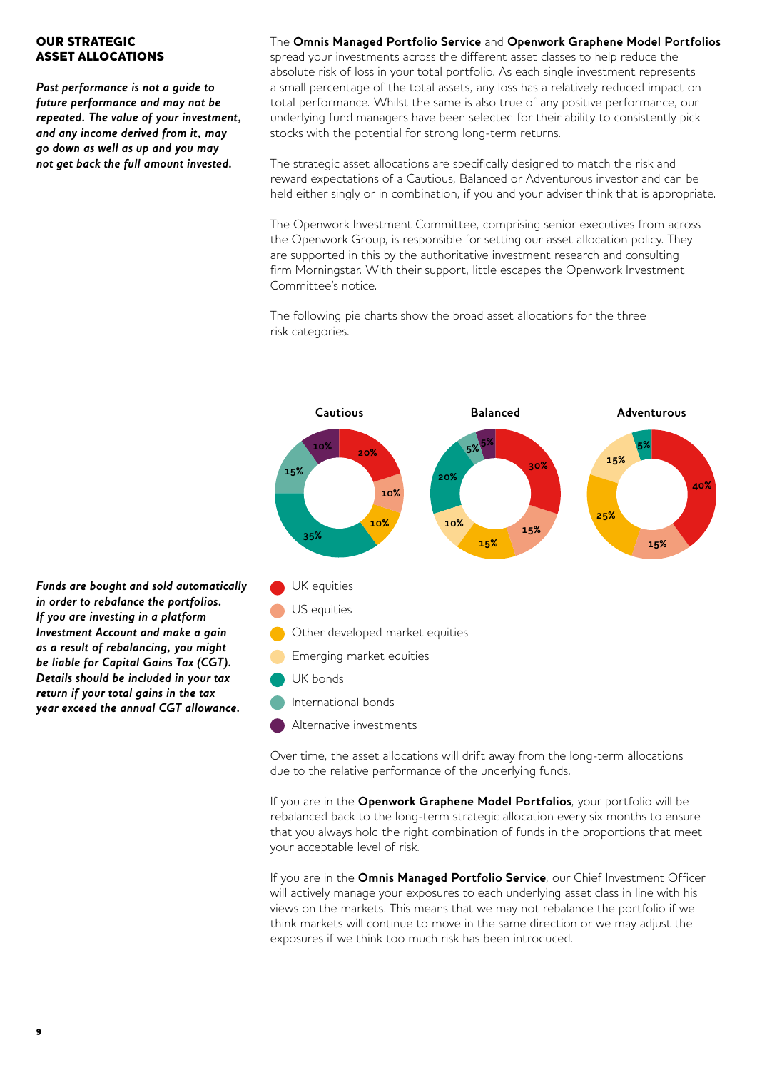## OUR STRATEGIC ASSET ALLOCATIONS

***Past performance is not a guide to future performance and may not be repeated. The value of your investment, and any income derived from it, may go down as well as up and you may not get back the full amount invested.***

The **Omnis Managed Portfolio Service** and **Openwork Graphene Model Portfolios** spread your investments across the different asset classes to help reduce the absolute risk of loss in your total portfolio. As each single investment represents a small percentage of the total assets, any loss has a relatively reduced impact on total performance. Whilst the same is also true of any positive performance, our underlying fund managers have been selected for their ability to consistently pick stocks with the potential for strong long-term returns.

The strategic asset allocations are specifically designed to match the risk and reward expectations of a Cautious, Balanced or Adventurous investor and can be held either singly or in combination, if you and your adviser think that is appropriate.

The Openwork Investment Committee, comprising senior executives from across the Openwork Group, is responsible for setting our asset allocation policy. They are supported in this by the authoritative investment research and consulting firm Morningstar. With their support, little escapes the Openwork Investment Committee's notice.

The following pie charts show the broad asset allocations for the three risk categories.

| Asset class | Cautious | Balanced | Adventurous |
|---|---|---|---|
| UK equities | 20% | 30% | 40% |
| US equities | 10% | 15% | 15% |
| Other developed market equities | 10% | 15% | 25% |
| Emerging market equities | | 10% | 15% |
| UK bonds | 35% | 20% | 5% |
| International bonds | 15% | 5% | |
| Alternative investments | 10% | 5% | |

***Funds are bought and sold automatically in order to rebalance the portfolios. If you are investing in a platform Investment Account and make a gain as a result of rebalancing, you might be liable for Capital Gains Tax (CGT). Details should be included in your tax return if your total gains in the tax year exceed the annual CGT allowance.***

Over time, the asset allocations will drift away from the long-term allocations due to the relative performance of the underlying funds.

If you are in the **Openwork Graphene Model Portfolios**, your portfolio will be rebalanced back to the long-term strategic allocation every six months to ensure that you always hold the right combination of funds in the proportions that meet your acceptable level of risk.

If you are in the **Omnis Managed Portfolio Service**, our Chief Investment Officer will actively manage your exposures to each underlying asset class in line with his views on the markets. This means that we may not rebalance the portfolio if we think markets will continue to move in the same direction or we may adjust the exposures if we think too much risk has been introduced.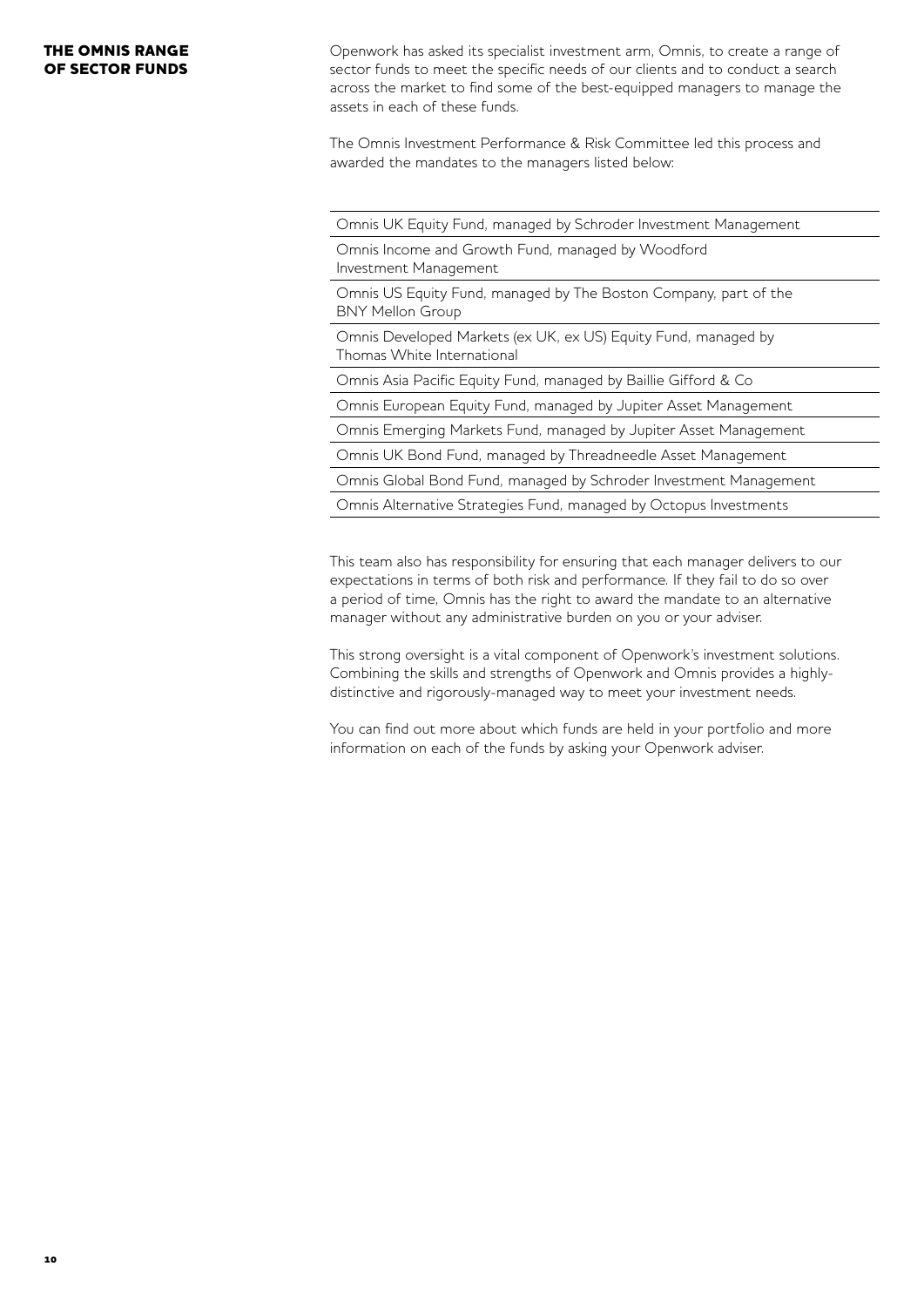## THE OMNIS RANGE OF SECTOR FUNDS

Openwork has asked its specialist investment arm, Omnis, to create a range of sector funds to meet the specific needs of our clients and to conduct a search across the market to find some of the best-equipped managers to manage the assets in each of these funds.

The Omnis Investment Performance & Risk Committee led this process and awarded the mandates to the managers listed below:

| |
|---|
| Omnis UK Equity Fund, managed by Schroder Investment Management |
| Omnis Income and Growth Fund, managed by Woodford Investment Management |
| Omnis US Equity Fund, managed by The Boston Company, part of the BNY Mellon Group |
| Omnis Developed Markets (ex UK, ex US) Equity Fund, managed by Thomas White International |
| Omnis Asia Pacific Equity Fund, managed by Baillie Gifford & Co |
| Omnis European Equity Fund, managed by Jupiter Asset Management |
| Omnis Emerging Markets Fund, managed by Jupiter Asset Management |
| Omnis UK Bond Fund, managed by Threadneedle Asset Management |
| Omnis Global Bond Fund, managed by Schroder Investment Management |
| Omnis Alternative Strategies Fund, managed by Octopus Investments |

This team also has responsibility for ensuring that each manager delivers to our expectations in terms of both risk and performance. If they fail to do so over a period of time, Omnis has the right to award the mandate to an alternative manager without any administrative burden on you or your adviser.

This strong oversight is a vital component of Openwork's investment solutions. Combining the skills and strengths of Openwork and Omnis provides a highly-distinctive and rigorously-managed way to meet your investment needs.

You can find out more about which funds are held in your portfolio and more information on each of the funds by asking your Openwork adviser.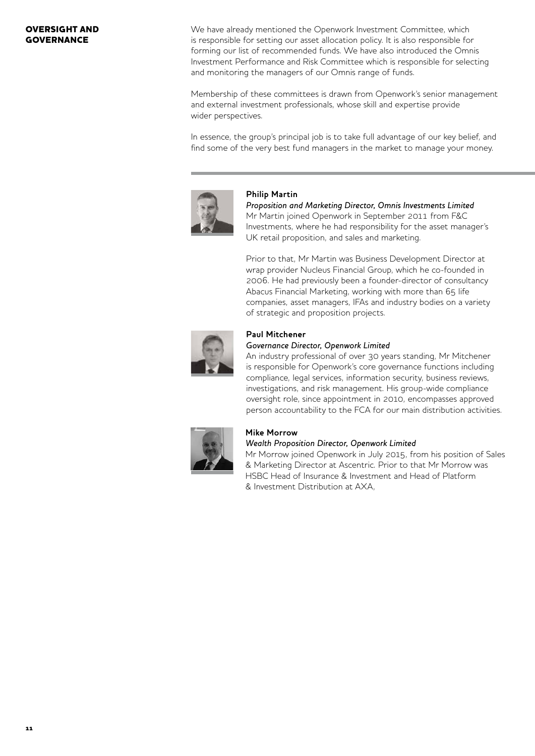## OVERSIGHT AND GOVERNANCE

We have already mentioned the Openwork Investment Committee, which is responsible for setting our asset allocation policy. It is also responsible for forming our list of recommended funds. We have also introduced the Omnis Investment Performance and Risk Committee which is responsible for selecting and monitoring the managers of our Omnis range of funds.

Membership of these committees is drawn from Openwork's senior management and external investment professionals, whose skill and expertise provide wider perspectives.

In essence, the group's principal job is to take full advantage of our key belief, and find some of the very best fund managers in the market to manage your money.

**Philip Martin**

*Proposition and Marketing Director, Omnis Investments Limited*

Mr Martin joined Openwork in September 2011 from F&C Investments, where he had responsibility for the asset manager's UK retail proposition, and sales and marketing.

Prior to that, Mr Martin was Business Development Director at wrap provider Nucleus Financial Group, which he co-founded in 2006. He had previously been a founder-director of consultancy Abacus Financial Marketing, working with more than 65 life companies, asset managers, IFAs and industry bodies on a variety of strategic and proposition projects.

**Paul Mitchener**

*Governance Director, Openwork Limited*

An industry professional of over 30 years standing, Mr Mitchener is responsible for Openwork's core governance functions including compliance, legal services, information security, business reviews, investigations, and risk management. His group-wide compliance oversight role, since appointment in 2010, encompasses approved person accountability to the FCA for our main distribution activities.

**Mike Morrow**

*Wealth Proposition Director, Openwork Limited*

Mr Morrow joined Openwork in July 2015, from his position of Sales & Marketing Director at Ascentric. Prior to that Mr Morrow was HSBC Head of Insurance & Investment and Head of Platform & Investment Distribution at AXA,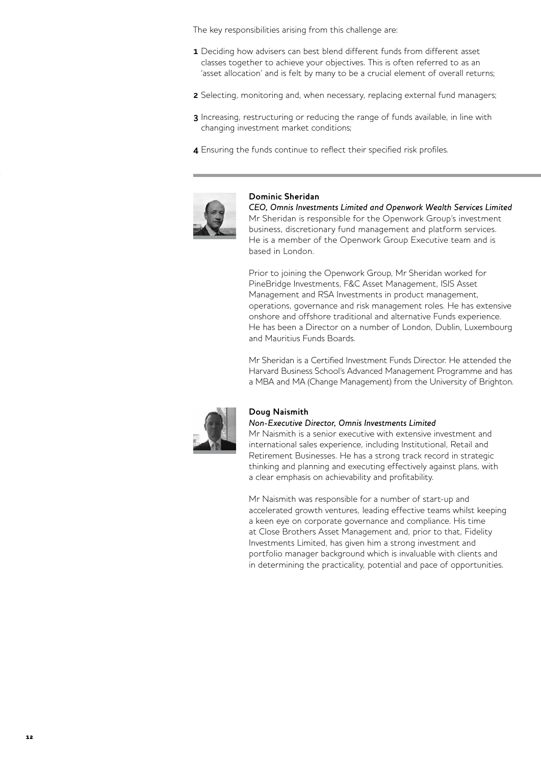The key responsibilities arising from this challenge are:

1. Deciding how advisers can best blend different funds from different asset classes together to achieve your objectives. This is often referred to as an 'asset allocation' and is felt by many to be a crucial element of overall returns;
2. Selecting, monitoring and, when necessary, replacing external fund managers;
3. Increasing, restructuring or reducing the range of funds available, in line with changing investment market conditions;
4. Ensuring the funds continue to reflect their specified risk profiles.

---

**Dominic Sheridan**

*CEO, Omnis Investments Limited and Openwork Wealth Services Limited*

Mr Sheridan is responsible for the Openwork Group's investment business, discretionary fund management and platform services. He is a member of the Openwork Group Executive team and is based in London.

Prior to joining the Openwork Group, Mr Sheridan worked for PineBridge Investments, F&C Asset Management, ISIS Asset Management and RSA Investments in product management, operations, governance and risk management roles. He has extensive onshore and offshore traditional and alternative Funds experience. He has been a Director on a number of London, Dublin, Luxembourg and Mauritius Funds Boards.

Mr Sheridan is a Certified Investment Funds Director. He attended the Harvard Business School's Advanced Management Programme and has a MBA and MA (Change Management) from the University of Brighton.

**Doug Naismith**

*Non-Executive Director, Omnis Investments Limited*

Mr Naismith is a senior executive with extensive investment and international sales experience, including Institutional, Retail and Retirement Businesses. He has a strong track record in strategic thinking and planning and executing effectively against plans, with a clear emphasis on achievability and profitability.

Mr Naismith was responsible for a number of start-up and accelerated growth ventures, leading effective teams whilst keeping a keen eye on corporate governance and compliance. His time at Close Brothers Asset Management and, prior to that, Fidelity Investments Limited, has given him a strong investment and portfolio manager background which is invaluable with clients and in determining the practicality, potential and pace of opportunities.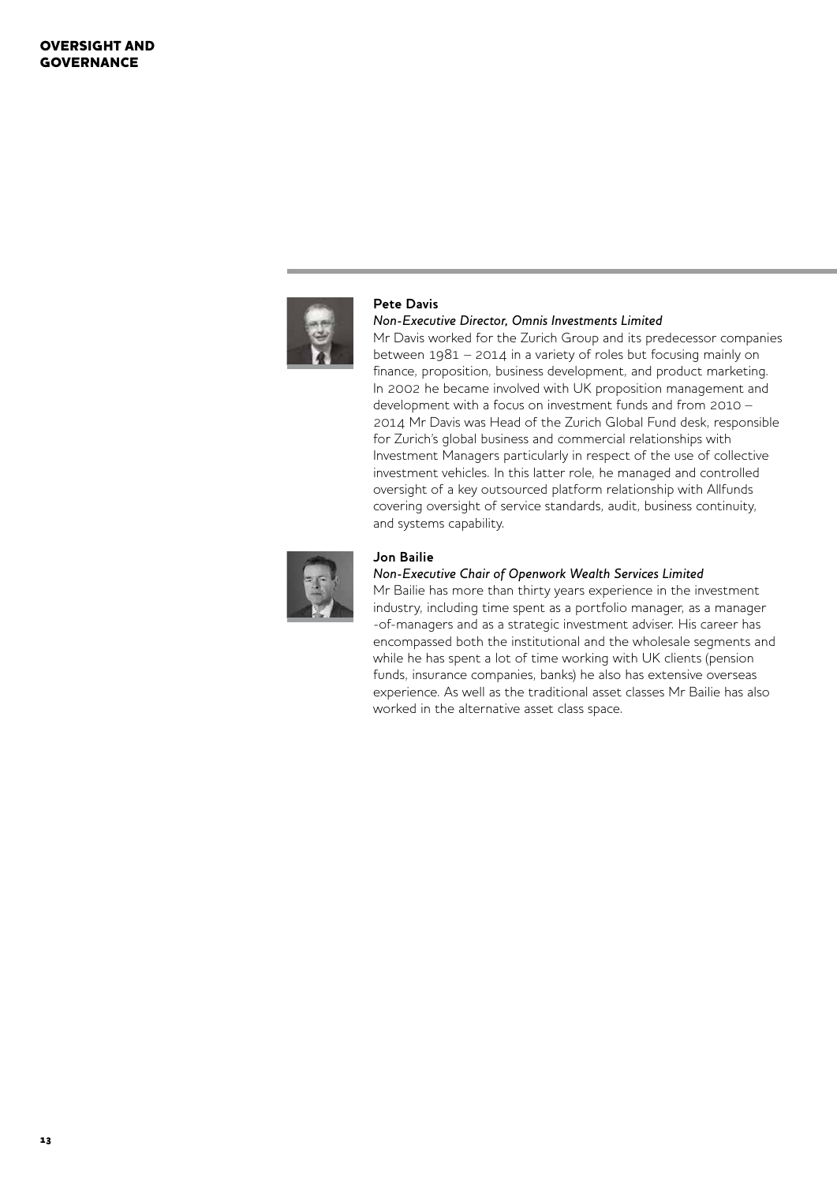# OVERSIGHT AND GOVERNANCE

**Pete Davis**

*Non-Executive Director, Omnis Investments Limited*

Mr Davis worked for the Zurich Group and its predecessor companies between 1981 – 2014 in a variety of roles but focusing mainly on finance, proposition, business development, and product marketing. In 2002 he became involved with UK proposition management and development with a focus on investment funds and from 2010 – 2014 Mr Davis was Head of the Zurich Global Fund desk, responsible for Zurich's global business and commercial relationships with Investment Managers particularly in respect of the use of collective investment vehicles. In this latter role, he managed and controlled oversight of a key outsourced platform relationship with Allfunds covering oversight of service standards, audit, business continuity, and systems capability.

**Jon Bailie**

*Non-Executive Chair of Openwork Wealth Services Limited*

Mr Bailie has more than thirty years experience in the investment industry, including time spent as a portfolio manager, as a manager -of-managers and as a strategic investment adviser. His career has encompassed both the institutional and the wholesale segments and while he has spent a lot of time working with UK clients (pension funds, insurance companies, banks) he also has extensive overseas experience. As well as the traditional asset classes Mr Bailie has also worked in the alternative asset class space.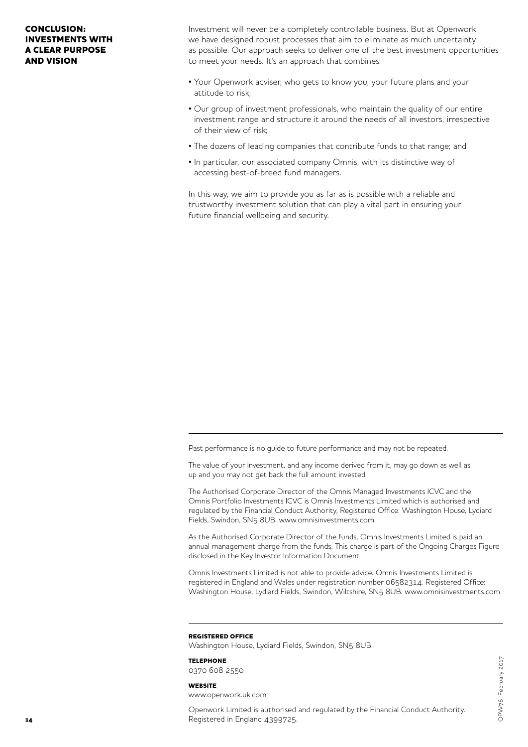## CONCLUSION: INVESTMENTS WITH A CLEAR PURPOSE AND VISION

Investment will never be a completely controllable business. But at Openwork we have designed robust processes that aim to eliminate as much uncertainty as possible. Our approach seeks to deliver one of the best investment opportunities to meet your needs. It's an approach that combines:

- Your Openwork adviser, who gets to know you, your future plans and your attitude to risk;
- Our group of investment professionals, who maintain the quality of our entire investment range and structure it around the needs of all investors, irrespective of their view of risk;
- The dozens of leading companies that contribute funds to that range; and
- In particular, our associated company Omnis, with its distinctive way of accessing best-of-breed fund managers.

In this way, we aim to provide you as far as is possible with a reliable and trustworthy investment solution that can play a vital part in ensuring your future financial wellbeing and security.

---

Past performance is no guide to future performance and may not be repeated.

The value of your investment, and any income derived from it, may go down as well as up and you may not get back the full amount invested.

The Authorised Corporate Director of the Omnis Managed Investments ICVC and the Omnis Portfolio Investments ICVC is Omnis Investments Limited which is authorised and regulated by the Financial Conduct Authority, Registered Office: Washington House, Lydiard Fields, Swindon, SN5 8UB. www.omnisinvestments.com

As the Authorised Corporate Director of the funds, Omnis Investments Limited is paid an annual management charge from the funds. This charge is part of the Ongoing Charges Figure disclosed in the Key Investor Information Document.

Omnis Investments Limited is not able to provide advice. Omnis Investments Limited is registered in England and Wales under registration number 06582314. Registered Office: Washington House, Lydiard Fields, Swindon, Wiltshire, SN5 8UB. www.omnisinvestments.com

---

**REGISTERED OFFICE**

Washington House, Lydiard Fields, Swindon, SN5 8UB

**TELEPHONE**

0370 608 2550

**WEBSITE**

www.openwork.uk.com

Openwork Limited is authorised and regulated by the Financial Conduct Authority. Registered in England 4399725.

OPW76 February 2017